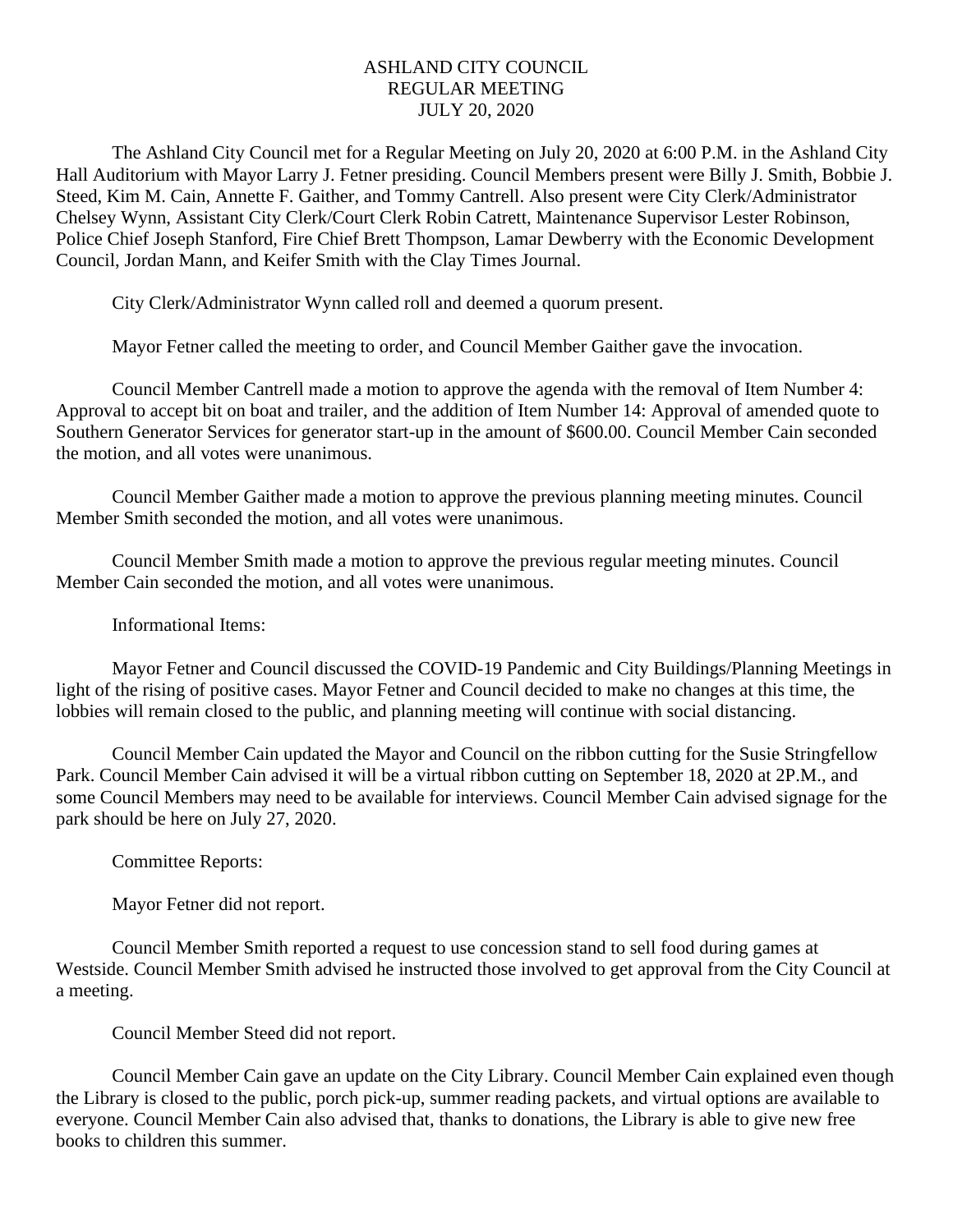# ASHLAND CITY COUNCIL
## REGULAR MEETING
## JULY 20, 2020

The Ashland City Council met for a Regular Meeting on July 20, 2020 at 6:00 P.M. in the Ashland City Hall Auditorium with Mayor Larry J. Fetner presiding. Council Members present were Billy J. Smith, Bobbie J. Steed, Kim M. Cain, Annette F. Gaither, and Tommy Cantrell. Also present were City Clerk/Administrator Chelsey Wynn, Assistant City Clerk/Court Clerk Robin Catrett, Maintenance Supervisor Lester Robinson, Police Chief Joseph Stanford, Fire Chief Brett Thompson, Lamar Dewberry with the Economic Development Council, Jordan Mann, and Keifer Smith with the Clay Times Journal.

City Clerk/Administrator Wynn called roll and deemed a quorum present.

Mayor Fetner called the meeting to order, and Council Member Gaither gave the invocation.

Council Member Cantrell made a motion to approve the agenda with the removal of Item Number 4: Approval to accept bit on boat and trailer, and the addition of Item Number 14: Approval of amended quote to Southern Generator Services for generator start-up in the amount of $600.00. Council Member Cain seconded the motion, and all votes were unanimous.

Council Member Gaither made a motion to approve the previous planning meeting minutes. Council Member Smith seconded the motion, and all votes were unanimous.

Council Member Smith made a motion to approve the previous regular meeting minutes. Council Member Cain seconded the motion, and all votes were unanimous.

Informational Items:

Mayor Fetner and Council discussed the COVID-19 Pandemic and City Buildings/Planning Meetings in light of the rising of positive cases. Mayor Fetner and Council decided to make no changes at this time, the lobbies will remain closed to the public, and planning meeting will continue with social distancing.

Council Member Cain updated the Mayor and Council on the ribbon cutting for the Susie Stringfellow Park. Council Member Cain advised it will be a virtual ribbon cutting on September 18, 2020 at 2P.M., and some Council Members may need to be available for interviews. Council Member Cain advised signage for the park should be here on July 27, 2020.

Committee Reports:

Mayor Fetner did not report.

Council Member Smith reported a request to use concession stand to sell food during games at Westside. Council Member Smith advised he instructed those involved to get approval from the City Council at a meeting.

Council Member Steed did not report.

Council Member Cain gave an update on the City Library. Council Member Cain explained even though the Library is closed to the public, porch pick-up, summer reading packets, and virtual options are available to everyone. Council Member Cain also advised that, thanks to donations, the Library is able to give new free books to children this summer.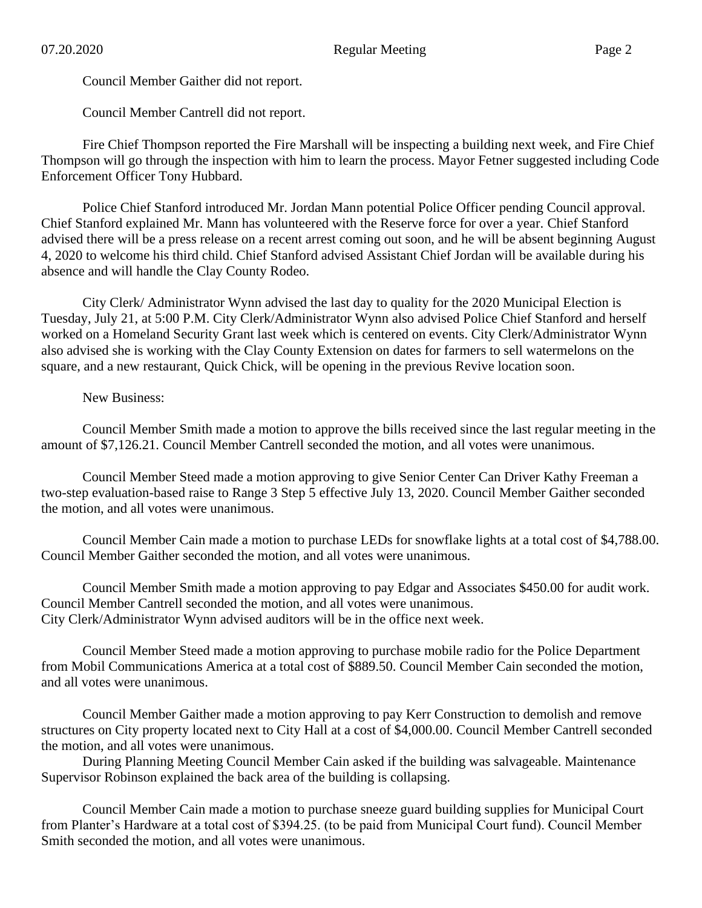Council Member Gaither did not report.

Council Member Cantrell did not report.

Fire Chief Thompson reported the Fire Marshall will be inspecting a building next week, and Fire Chief Thompson will go through the inspection with him to learn the process. Mayor Fetner suggested including Code Enforcement Officer Tony Hubbard.

Police Chief Stanford introduced Mr. Jordan Mann potential Police Officer pending Council approval. Chief Stanford explained Mr. Mann has volunteered with the Reserve force for over a year. Chief Stanford advised there will be a press release on a recent arrest coming out soon, and he will be absent beginning August 4, 2020 to welcome his third child. Chief Stanford advised Assistant Chief Jordan will be available during his absence and will handle the Clay County Rodeo.

City Clerk/ Administrator Wynn advised the last day to quality for the 2020 Municipal Election is Tuesday, July 21, at 5:00 P.M. City Clerk/Administrator Wynn also advised Police Chief Stanford and herself worked on a Homeland Security Grant last week which is centered on events. City Clerk/Administrator Wynn also advised she is working with the Clay County Extension on dates for farmers to sell watermelons on the square, and a new restaurant, Quick Chick, will be opening in the previous Revive location soon.

New Business:

Council Member Smith made a motion to approve the bills received since the last regular meeting in the amount of $7,126.21. Council Member Cantrell seconded the motion, and all votes were unanimous.

Council Member Steed made a motion approving to give Senior Center Can Driver Kathy Freeman a two-step evaluation-based raise to Range 3 Step 5 effective July 13, 2020. Council Member Gaither seconded the motion, and all votes were unanimous.

Council Member Cain made a motion to purchase LEDs for snowflake lights at a total cost of $4,788.00. Council Member Gaither seconded the motion, and all votes were unanimous.

Council Member Smith made a motion approving to pay Edgar and Associates $450.00 for audit work. Council Member Cantrell seconded the motion, and all votes were unanimous.
City Clerk/Administrator Wynn advised auditors will be in the office next week.

Council Member Steed made a motion approving to purchase mobile radio for the Police Department from Mobil Communications America at a total cost of $889.50. Council Member Cain seconded the motion, and all votes were unanimous.

Council Member Gaither made a motion approving to pay Kerr Construction to demolish and remove structures on City property located next to City Hall at a cost of $4,000.00. Council Member Cantrell seconded the motion, and all votes were unanimous.

During Planning Meeting Council Member Cain asked if the building was salvageable. Maintenance Supervisor Robinson explained the back area of the building is collapsing.

Council Member Cain made a motion to purchase sneeze guard building supplies for Municipal Court from Planter's Hardware at a total cost of $394.25. (to be paid from Municipal Court fund). Council Member Smith seconded the motion, and all votes were unanimous.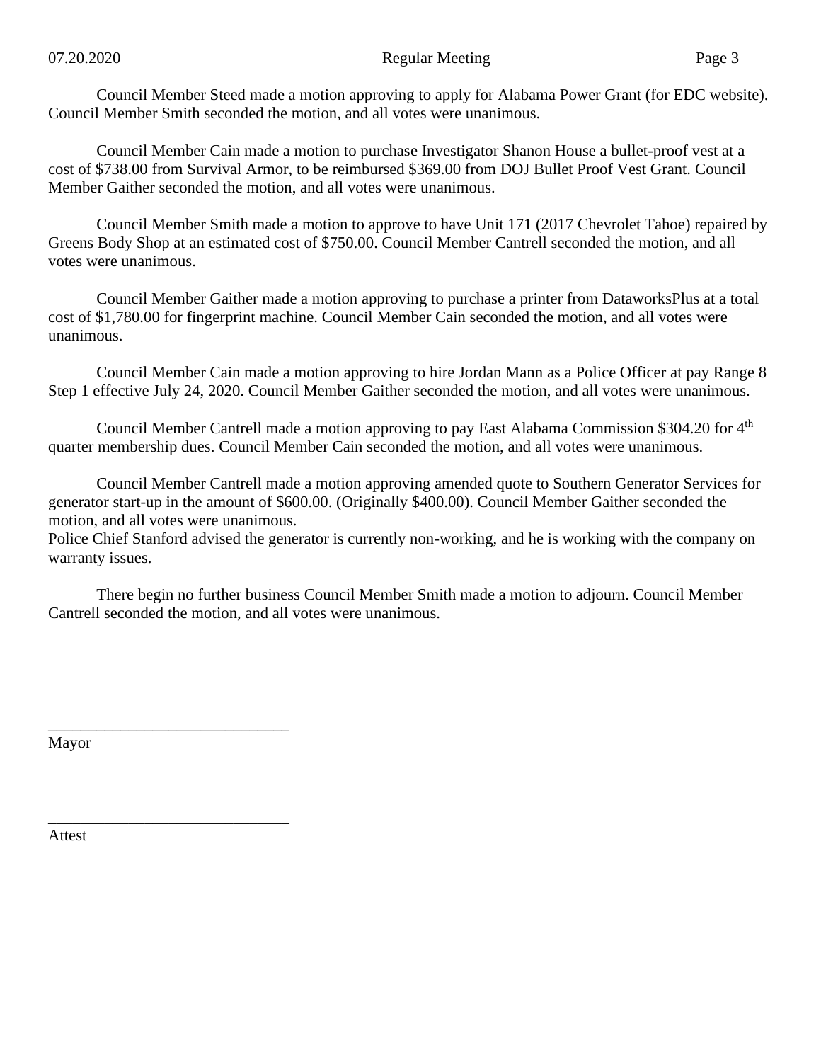Council Member Steed made a motion approving to apply for Alabama Power Grant (for EDC website). Council Member Smith seconded the motion, and all votes were unanimous.

Council Member Cain made a motion to purchase Investigator Shanon House a bullet-proof vest at a cost of $738.00 from Survival Armor, to be reimbursed $369.00 from DOJ Bullet Proof Vest Grant. Council Member Gaither seconded the motion, and all votes were unanimous.

Council Member Smith made a motion to approve to have Unit 171 (2017 Chevrolet Tahoe) repaired by Greens Body Shop at an estimated cost of $750.00. Council Member Cantrell seconded the motion, and all votes were unanimous.

Council Member Gaither made a motion approving to purchase a printer from DataworksPlus at a total cost of $1,780.00 for fingerprint machine. Council Member Cain seconded the motion, and all votes were unanimous.

Council Member Cain made a motion approving to hire Jordan Mann as a Police Officer at pay Range 8 Step 1 effective July 24, 2020. Council Member Gaither seconded the motion, and all votes were unanimous.

Council Member Cantrell made a motion approving to pay East Alabama Commission $304.20 for 4th quarter membership dues. Council Member Cain seconded the motion, and all votes were unanimous.

Council Member Cantrell made a motion approving amended quote to Southern Generator Services for generator start-up in the amount of $600.00. (Originally $400.00). Council Member Gaither seconded the motion, and all votes were unanimous.
Police Chief Stanford advised the generator is currently non-working, and he is working with the company on warranty issues.

There begin no further business Council Member Smith made a motion to adjourn. Council Member Cantrell seconded the motion, and all votes were unanimous.

______________________________
Mayor

______________________________
Attest